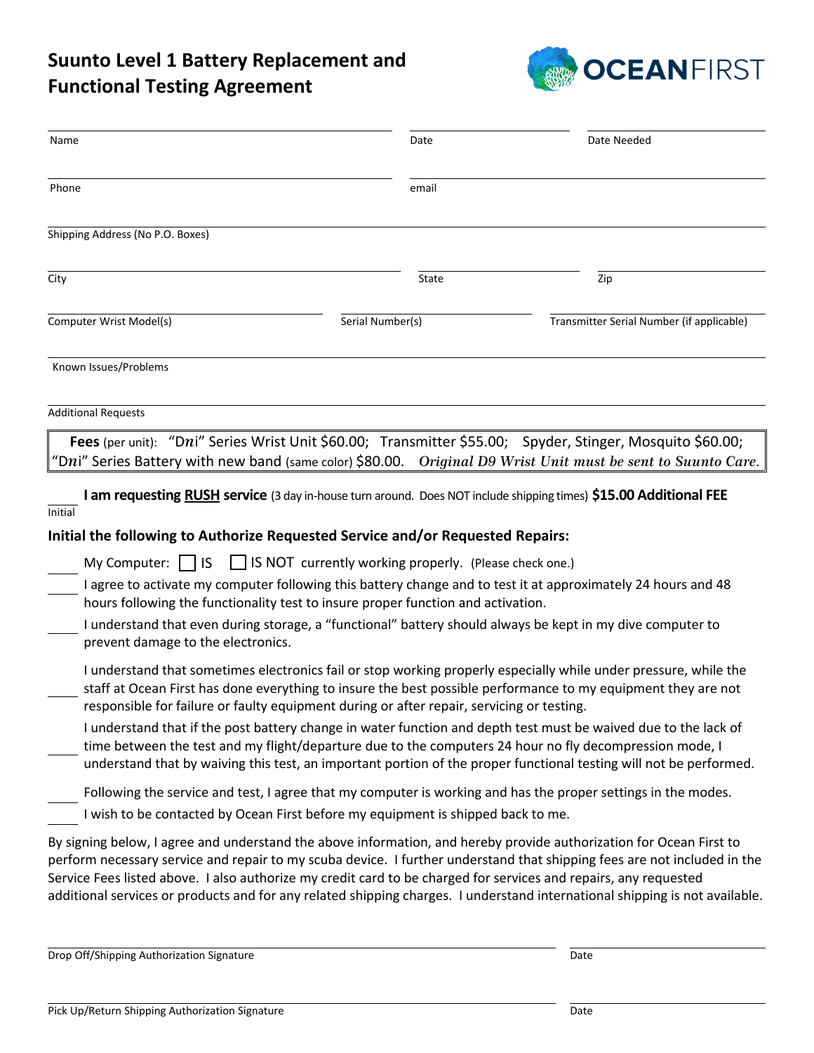# Suunto Level 1 Battery Replacement and Functional Testing Agreement

OCEANFIRST

Name ______________________ Date ______________ Date Needed ______________

Phone ______________________ email ______________________

Shipping Address (No P.O. Boxes) ______________________

City ______________________ State ______________ Zip ______________

Computer Wrist Model(s) ______________ Serial Number(s) ______________ Transmitter Serial Number (if applicable) ______________

Known Issues/Problems ______________________

Additional Requests ______________________

**Fees** (per unit): "D*n*i" Series Wrist Unit $60.00; Transmitter $55.00; Spyder, Stinger, Mosquito $60.00; "D*n*i" Series Battery with new band (same color) $80.00. *Original D9 Wrist Unit must be sent to Suunto Care.*

____ **I am requesting RUSH service** (3 day in-house turn around. Does NOT include shipping times) **$15.00 Additional FEE**
Initial

**Initial the following to Authorize Requested Service and/or Requested Repairs:**

____ My Computer: ☐ IS ☐ IS NOT currently working properly. (Please check one.)

____ I agree to activate my computer following this battery change and to test it at approximately 24 hours and 48 hours following the functionality test to insure proper function and activation.

____ I understand that even during storage, a "functional" battery should always be kept in my dive computer to prevent damage to the electronics.

____ I understand that sometimes electronics fail or stop working properly especially while under pressure, while the staff at Ocean First has done everything to insure the best possible performance to my equipment they are not responsible for failure or faulty equipment during or after repair, servicing or testing.

____ I understand that if the post battery change in water function and depth test must be waived due to the lack of time between the test and my flight/departure due to the computers 24 hour no fly decompression mode, I understand that by waiving this test, an important portion of the proper functional testing will not be performed.

____ Following the service and test, I agree that my computer is working and has the proper settings in the modes.

____ I wish to be contacted by Ocean First before my equipment is shipped back to me.

By signing below, I agree and understand the above information, and hereby provide authorization for Ocean First to perform necessary service and repair to my scuba device. I further understand that shipping fees are not included in the Service Fees listed above. I also authorize my credit card to be charged for services and repairs, any requested additional services or products and for any related shipping charges. I understand international shipping is not available.

Drop Off/Shipping Authorization Signature ______________________ Date ______________

Pick Up/Return Shipping Authorization Signature ______________________ Date ______________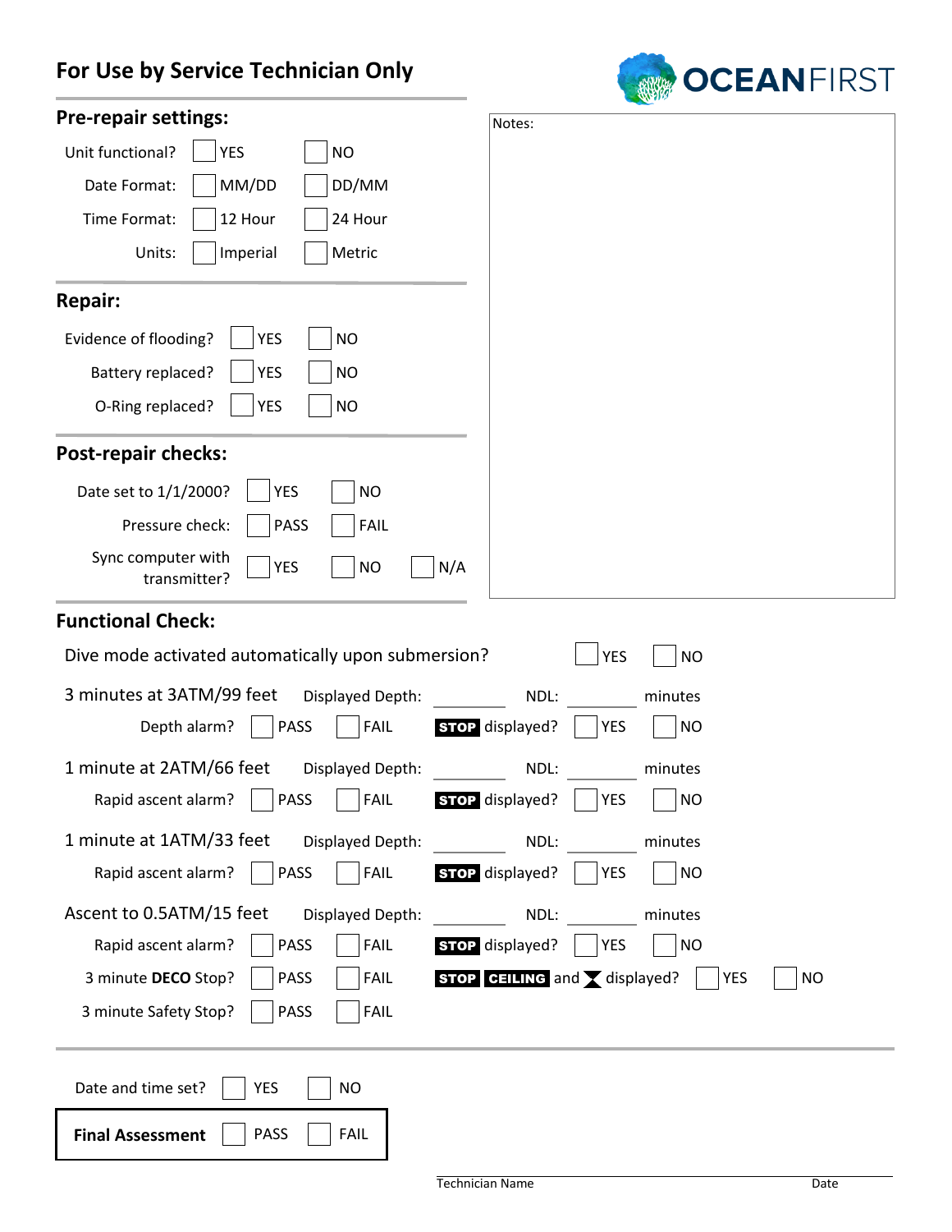## For Use by Service Technician Only

OCEANFIRST

### Pre-repair settings:

| | | |
|---|---|---|
| Unit functional? | ☐ YES | ☐ NO |
| Date Format: | ☐ MM/DD | ☐ DD/MM |
| Time Format: | ☐ 12 Hour | ☐ 24 Hour |
| Units: | ☐ Imperial | ☐ Metric |

### Repair:

| | | |
|---|---|---|
| Evidence of flooding? | ☐ YES | ☐ NO |
| Battery replaced? | ☐ YES | ☐ NO |
| O-Ring replaced? | ☐ YES | ☐ NO |

### Post-repair checks:

| | | | |
|---|---|---|---|
| Date set to 1/1/2000? | ☐ YES | ☐ NO | |
| Pressure check: | ☐ PASS | ☐ FAIL | |
| Sync computer with transmitter? | ☐ YES | ☐ NO | ☐ N/A |

Notes:

### Functional Check:

Dive mode activated automatically upon submersion? ☐ YES ☐ NO

3 minutes at 3ATM/99 feet Displayed Depth: ________ NDL: ________ minutes

Depth alarm? ☐ PASS ☐ FAIL **STOP** displayed? ☐ YES ☐ NO

1 minute at 2ATM/66 feet Displayed Depth: ________ NDL: ________ minutes

Rapid ascent alarm? ☐ PASS ☐ FAIL **STOP** displayed? ☐ YES ☐ NO

1 minute at 1ATM/33 feet Displayed Depth: ________ NDL: ________ minutes

Rapid ascent alarm? ☐ PASS ☐ FAIL **STOP** displayed? ☐ YES ☐ NO

Ascent to 0.5ATM/15 feet Displayed Depth: ________ NDL: ________ minutes

Rapid ascent alarm? ☐ PASS ☐ FAIL **STOP** displayed? ☐ YES ☐ NO

3 minute **DECO** Stop? ☐ PASS ☐ FAIL **STOP** **CEILING** and ⧗ displayed? ☐ YES ☐ NO

3 minute Safety Stop? ☐ PASS ☐ FAIL

Date and time set? ☐ YES ☐ NO

**Final Assessment** ☐ PASS ☐ FAIL

Technician Name ______________________ Date ________